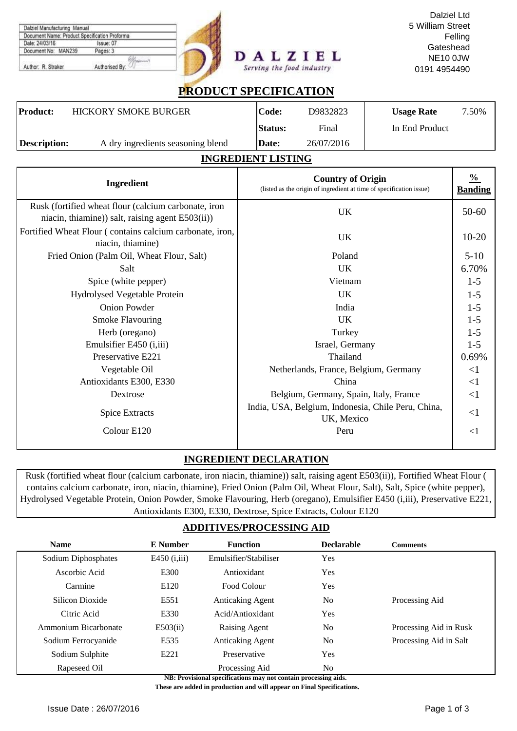| Dalziel Manufacturing Manual | |
|---|---|
| Document Name: Product Specification Proforma | |
| Date: 24/03/16 | Issue: 07 |
| Document No: MAN239 | Pages: 3 |
| Author: R. Straker | Authorised By: |

**DALZIEL**
*Serving the food industry*

Dalziel Ltd
5 William Street
Felling
Gateshead
NE10 0JW
0191 4954490

# PRODUCT SPECIFICATION

| | | | | | |
|---|---|---|---|---|---|
| **Product:** | HICKORY SMOKE BURGER | **Code:** | D9832823 | **Usage Rate** | 7.50% |
| | | **Status:** | Final | In End Product | |
| **Description:** | A dry ingredients seasoning blend | **Date:** | 26/07/2016 | | |

## INGREDIENT LISTING

| Ingredient | Country of Origin (listed as the origin of ingredient at time of specification issue) | % Banding |
|---|---|---|
| Rusk (fortified wheat flour (calcium carbonate, iron niacin, thiamine)) salt, raising agent E503(ii)) | UK | 50-60 |
| Fortified Wheat Flour ( contains calcium carbonate, iron, niacin, thiamine) | UK | 10-20 |
| Fried Onion (Palm Oil, Wheat Flour, Salt) | Poland | 5-10 |
| Salt | UK | 6.70% |
| Spice (white pepper) | Vietnam | 1-5 |
| Hydrolysed Vegetable Protein | UK | 1-5 |
| Onion Powder | India | 1-5 |
| Smoke Flavouring | UK | 1-5 |
| Herb (oregano) | Turkey | 1-5 |
| Emulsifier E450 (i,iii) | Israel, Germany | 1-5 |
| Preservative E221 | Thailand | 0.69% |
| Vegetable Oil | Netherlands, France, Belgium, Germany | <1 |
| Antioxidants E300, E330 | China | <1 |
| Dextrose | Belgium, Germany, Spain, Italy, France | <1 |
| Spice Extracts | India, USA, Belgium, Indonesia, Chile Peru, China, UK, Mexico | <1 |
| Colour E120 | Peru | <1 |

## INGREDIENT DECLARATION

Rusk (fortified wheat flour (calcium carbonate, iron niacin, thiamine)) salt, raising agent E503(ii)), Fortified Wheat Flour ( contains calcium carbonate, iron, niacin, thiamine), Fried Onion (Palm Oil, Wheat Flour, Salt), Salt, Spice (white pepper), Hydrolysed Vegetable Protein, Onion Powder, Smoke Flavouring, Herb (oregano), Emulsifier E450 (i,iii), Preservative E221, Antioxidants E300, E330, Dextrose, Spice Extracts, Colour E120

## ADDITIVES/PROCESSING AID

| Name | E Number | Function | Declarable | Comments |
|---|---|---|---|---|
| Sodium Diphosphates | E450 (i,iii) | Emulsifier/Stabiliser | Yes | |
| Ascorbic Acid | E300 | Antioxidant | Yes | |
| Carmine | E120 | Food Colour | Yes | |
| Silicon Dioxide | E551 | Anticaking Agent | No | Processing Aid |
| Citric Acid | E330 | Acid/Antioxidant | Yes | |
| Ammonium Bicarbonate | E503(ii) | Raising Agent | No | Processing Aid in Rusk |
| Sodium Ferrocyanide | E535 | Anticaking Agent | No | Processing Aid in Salt |
| Sodium Sulphite | E221 | Preservative | Yes | |
| Rapeseed Oil | | Processing Aid | No | |

**NB: Provisional specifications may not contain processing aids.**
**These are added in production and will appear on Final Specifications.**

Issue Date : 26/07/2016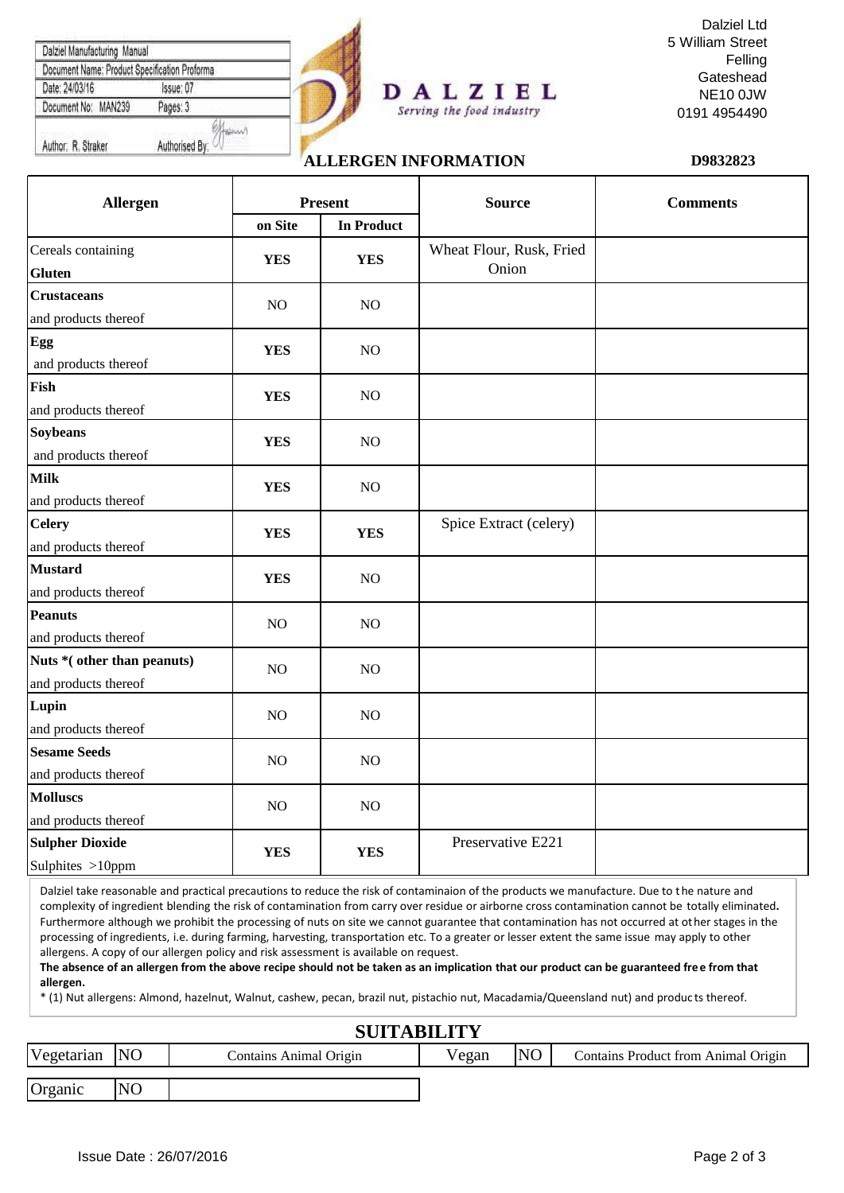| Dalziel Manufacturing Manual | |
|---|---|
| Document Name: Product Specification Proforma | |
| Date: 24/03/16 | Issue: 07 |
| Document No: MAN239 | Pages: 3 |
| Author: R. Straker | Authorised By: |

DALZIEL
*Serving the food industry*

Dalziel Ltd
5 William Street
Felling
Gateshead
NE10 0JW
0191 4954490

## ALLERGEN INFORMATION

**D9832823**

| Allergen | Present | | Source | Comments |
|---|---|---|---|---|
| | on Site | In Product | | |
| Cereals containing **Gluten** | **YES** | **YES** | Wheat Flour, Rusk, Fried Onion | |
| **Crustaceans** and products thereof | NO | NO | | |
| **Egg** and products thereof | **YES** | NO | | |
| **Fish** and products thereof | **YES** | NO | | |
| **Soybeans** and products thereof | **YES** | NO | | |
| **Milk** and products thereof | **YES** | NO | | |
| **Celery** and products thereof | **YES** | **YES** | Spice Extract (celery) | |
| **Mustard** and products thereof | **YES** | NO | | |
| **Peanuts** and products thereof | NO | NO | | |
| **Nuts *( other than peanuts)** and products thereof | NO | NO | | |
| **Lupin** and products thereof | NO | NO | | |
| **Sesame Seeds** and products thereof | NO | NO | | |
| **Molluscs** and products thereof | NO | NO | | |
| **Sulpher Dioxide** Sulphites >10ppm | **YES** | **YES** | Preservative E221 | |

Dalziel take reasonable and practical precautions to reduce the risk of contaminaion of the products we manufacture. Due to the nature and complexity of ingredient blending the risk of contamination from carry over residue or airborne cross contamination cannot be totally eliminated. Furthermore although we prohibit the processing of nuts on site we cannot guarantee that contamination has not occurred at other stages in the processing of ingredients, i.e. during farming, harvesting, transportation etc. To a greater or lesser extent the same issue may apply to other allergens. A copy of our allergen policy and risk assessment is available on request.
**The absence of an allergen from the above recipe should not be taken as an implication that our product can be guaranteed free from that allergen.**
* (1) Nut allergens: Almond, hazelnut, Walnut, cashew, pecan, brazil nut, pistachio nut, Macadamia/Queensland nut) and products thereof.

## SUITABILITY

| Vegetarian | NO | Contains Animal Origin | Vegan | NO | Contains Product from Animal Origin |
|---|---|---|---|---|---|
| Organic | NO | | | | |

Issue Date : 26/07/2016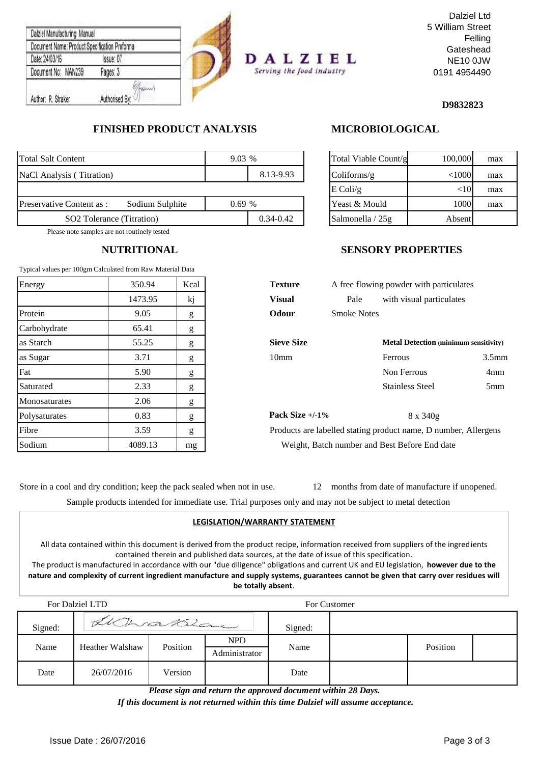| | |
|---|---|
| Dalziel Manufacturing Manual | |
| Document Name: Product Specification Proforma | |
| Date: 24/03/16 | Issue: 07 |
| Document No: MAN239 | Pages: 3 |
| Author: R. Straker | Authorised By: |

**DALZIEL**
*Serving the food industry*

Dalziel Ltd
5 William Street
Felling
Gateshead
NE10 0JW
0191 4954490

**D9832823**

## FINISHED PRODUCT ANALYSIS

| | | |
|---|---|---|
| Total Salt Content | 9.03 % | |
| NaCl Analysis ( Titration) | | 8.13-9.93 |
| | | |
| Preservative Content as : Sodium Sulphite | 0.69 % | |
| SO2 Tolerance (Titration) | | 0.34-0.42 |

Please note samples are not routinely tested

## MICROBIOLOGICAL

| | | |
|---|---|---|
| Total Viable Count/g | 100,000 | max |
| Coliforms/g | <1000 | max |
| E Coli/g | <10 | max |
| Yeast & Mould | 1000 | max |
| Salmonella / 25g | Absent | |

## NUTRITIONAL

Typical values per 100gm Calculated from Raw Material Data

| | | |
|---|---|---|
| Energy | 350.94 | Kcal |
| | 1473.95 | kj |
| Protein | 9.05 | g |
| Carbohydrate | 65.41 | g |
| as Starch | 55.25 | g |
| as Sugar | 3.71 | g |
| Fat | 5.90 | g |
| Saturated | 2.33 | g |
| Monosaturates | 2.06 | g |
| Polysaturates | 0.83 | g |
| Fibre | 3.59 | g |
| Sodium | 4089.13 | mg |

## SENSORY PROPERTIES

**Texture** A free flowing powder with particulates

**Visual** Pale with visual particulates

**Odour** Smoke Notes

**Sieve Size**
10mm

**Metal Detection** (minimum sensitivity)

| | |
|---|---|
| Ferrous | 3.5mm |
| Non Ferrous | 4mm |
| Stainless Steel | 5mm |

**Pack Size +/-1%** 8 x 340g

Products are labelled stating product name, D number, Allergens Weight, Batch number and Best Before End date

Store in a cool and dry condition; keep the pack sealed when not in use. 12 months from date of manufacture if unopened.

Sample products intended for immediate use. Trial purposes only and may not be subject to metal detection

**LEGISLATION/WARRANTY STATEMENT**

All data contained within this document is derived from the product recipe, information received from suppliers of the ingredients contained therein and published data sources, at the date of issue of this specification.
The product is manufactured in accordance with our "due diligence" obligations and current UK and EU legislation, **however due to the nature and complexity of current ingredient manufacture and supply systems, guarantees cannot be given that carry over residues will be totally absent**.

| For Dalziel LTD | | | | For Customer | | | |
|---|---|---|---|---|---|---|---|
| Signed: | | | | Signed: | | | |
| Name | Heather Walshaw | Position | NPD Administrator | Name | | Position | |
| Date | 26/07/2016 | Version | | Date | | | |

***Please sign and return the approved document within 28 Days.***

***If this document is not returned within this time Dalziel will assume acceptance.***

Issue Date : 26/07/2016